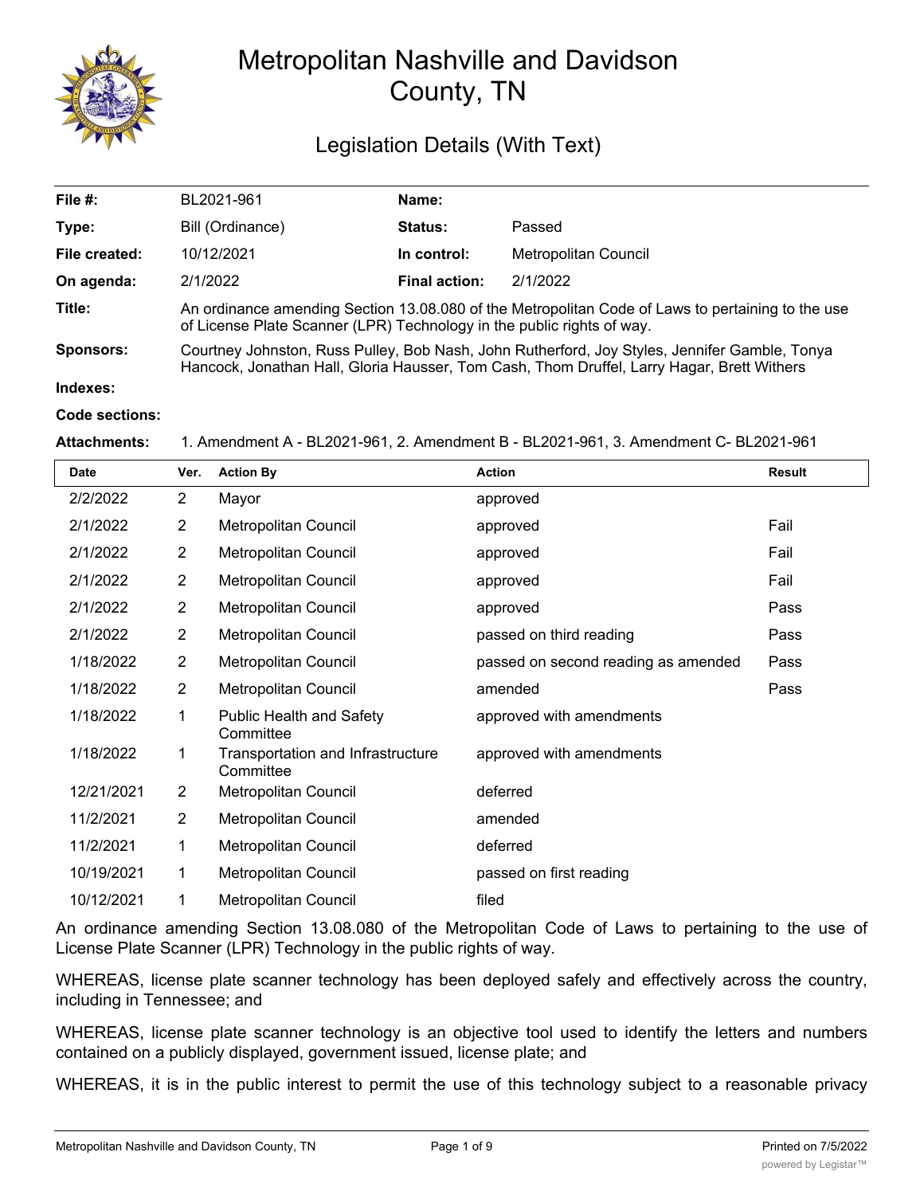# Metropolitan Nashville and Davidson County, TN

## Legislation Details (With Text)

| | | | |
|---|---|---|---|
| **File #:** | BL2021-961 | **Name:** | |
| **Type:** | Bill (Ordinance) | **Status:** | Passed |
| **File created:** | 10/12/2021 | **In control:** | Metropolitan Council |
| **On agenda:** | 2/1/2022 | **Final action:** | 2/1/2022 |

**Title:** An ordinance amending Section 13.08.080 of the Metropolitan Code of Laws to pertaining to the use of License Plate Scanner (LPR) Technology in the public rights of way.

**Sponsors:** Courtney Johnston, Russ Pulley, Bob Nash, John Rutherford, Joy Styles, Jennifer Gamble, Tonya Hancock, Jonathan Hall, Gloria Hausser, Tom Cash, Thom Druffel, Larry Hagar, Brett Withers

**Indexes:**

**Code sections:**

**Attachments:** 1. Amendment A - BL2021-961, 2. Amendment B - BL2021-961, 3. Amendment C- BL2021-961

| Date | Ver. | Action By | Action | Result |
|---|---|---|---|---|
| 2/2/2022 | 2 | Mayor | approved | |
| 2/1/2022 | 2 | Metropolitan Council | approved | Fail |
| 2/1/2022 | 2 | Metropolitan Council | approved | Fail |
| 2/1/2022 | 2 | Metropolitan Council | approved | Fail |
| 2/1/2022 | 2 | Metropolitan Council | approved | Pass |
| 2/1/2022 | 2 | Metropolitan Council | passed on third reading | Pass |
| 1/18/2022 | 2 | Metropolitan Council | passed on second reading as amended | Pass |
| 1/18/2022 | 2 | Metropolitan Council | amended | Pass |
| 1/18/2022 | 1 | Public Health and Safety Committee | approved with amendments | |
| 1/18/2022 | 1 | Transportation and Infrastructure Committee | approved with amendments | |
| 12/21/2021 | 2 | Metropolitan Council | deferred | |
| 11/2/2021 | 2 | Metropolitan Council | amended | |
| 11/2/2021 | 1 | Metropolitan Council | deferred | |
| 10/19/2021 | 1 | Metropolitan Council | passed on first reading | |
| 10/12/2021 | 1 | Metropolitan Council | filed | |

An ordinance amending Section 13.08.080 of the Metropolitan Code of Laws to pertaining to the use of License Plate Scanner (LPR) Technology in the public rights of way.

WHEREAS, license plate scanner technology has been deployed safely and effectively across the country, including in Tennessee; and

WHEREAS, license plate scanner technology is an objective tool used to identify the letters and numbers contained on a publicly displayed, government issued, license plate; and

WHEREAS, it is in the public interest to permit the use of this technology subject to a reasonable privacy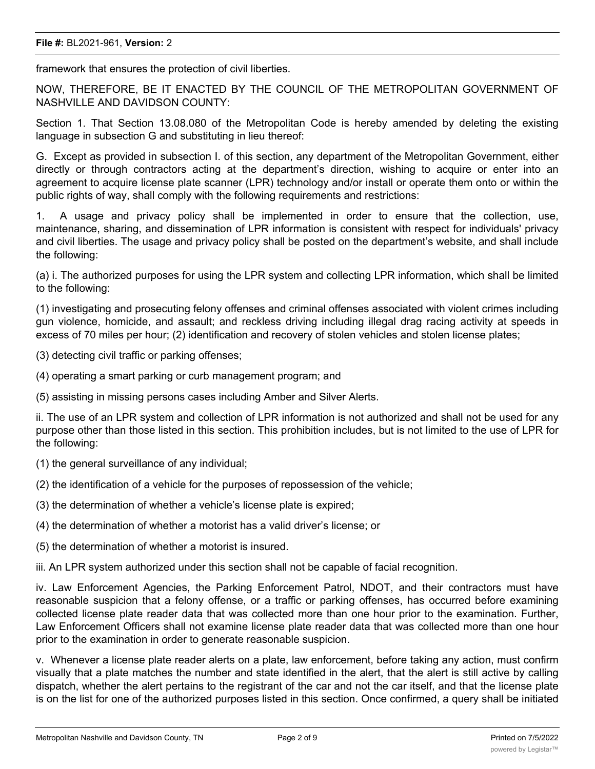framework that ensures the protection of civil liberties.

NOW, THEREFORE, BE IT ENACTED BY THE COUNCIL OF THE METROPOLITAN GOVERNMENT OF NASHVILLE AND DAVIDSON COUNTY:

Section 1. That Section 13.08.080 of the Metropolitan Code is hereby amended by deleting the existing language in subsection G and substituting in lieu thereof:

G. Except as provided in subsection I. of this section, any department of the Metropolitan Government, either directly or through contractors acting at the department's direction, wishing to acquire or enter into an agreement to acquire license plate scanner (LPR) technology and/or install or operate them onto or within the public rights of way, shall comply with the following requirements and restrictions:

1. A usage and privacy policy shall be implemented in order to ensure that the collection, use, maintenance, sharing, and dissemination of LPR information is consistent with respect for individuals' privacy and civil liberties. The usage and privacy policy shall be posted on the department's website, and shall include the following:

(a) i. The authorized purposes for using the LPR system and collecting LPR information, which shall be limited to the following:

(1) investigating and prosecuting felony offenses and criminal offenses associated with violent crimes including gun violence, homicide, and assault; and reckless driving including illegal drag racing activity at speeds in excess of 70 miles per hour; (2) identification and recovery of stolen vehicles and stolen license plates;

(3) detecting civil traffic or parking offenses;

(4) operating a smart parking or curb management program; and

(5) assisting in missing persons cases including Amber and Silver Alerts.

ii. The use of an LPR system and collection of LPR information is not authorized and shall not be used for any purpose other than those listed in this section. This prohibition includes, but is not limited to the use of LPR for the following:

(1) the general surveillance of any individual;

(2) the identification of a vehicle for the purposes of repossession of the vehicle;

(3) the determination of whether a vehicle's license plate is expired;

(4) the determination of whether a motorist has a valid driver's license; or

(5) the determination of whether a motorist is insured.

iii. An LPR system authorized under this section shall not be capable of facial recognition.

iv. Law Enforcement Agencies, the Parking Enforcement Patrol, NDOT, and their contractors must have reasonable suspicion that a felony offense, or a traffic or parking offenses, has occurred before examining collected license plate reader data that was collected more than one hour prior to the examination. Further, Law Enforcement Officers shall not examine license plate reader data that was collected more than one hour prior to the examination in order to generate reasonable suspicion.

v. Whenever a license plate reader alerts on a plate, law enforcement, before taking any action, must confirm visually that a plate matches the number and state identified in the alert, that the alert is still active by calling dispatch, whether the alert pertains to the registrant of the car and not the car itself, and that the license plate is on the list for one of the authorized purposes listed in this section. Once confirmed, a query shall be initiated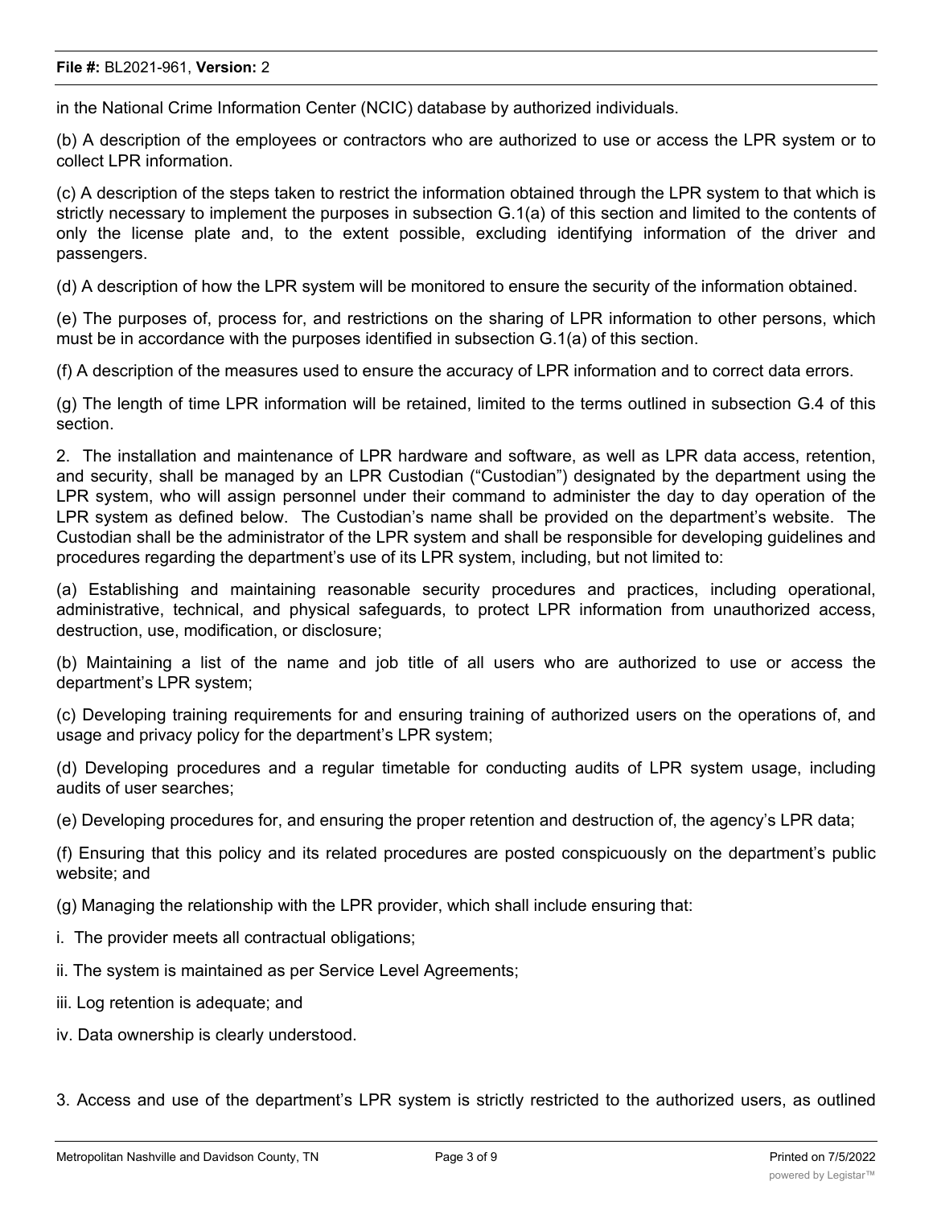in the National Crime Information Center (NCIC) database by authorized individuals.

(b) A description of the employees or contractors who are authorized to use or access the LPR system or to collect LPR information.

(c) A description of the steps taken to restrict the information obtained through the LPR system to that which is strictly necessary to implement the purposes in subsection G.1(a) of this section and limited to the contents of only the license plate and, to the extent possible, excluding identifying information of the driver and passengers.

(d) A description of how the LPR system will be monitored to ensure the security of the information obtained.

(e) The purposes of, process for, and restrictions on the sharing of LPR information to other persons, which must be in accordance with the purposes identified in subsection G.1(a) of this section.

(f) A description of the measures used to ensure the accuracy of LPR information and to correct data errors.

(g) The length of time LPR information will be retained, limited to the terms outlined in subsection G.4 of this section.

2. The installation and maintenance of LPR hardware and software, as well as LPR data access, retention, and security, shall be managed by an LPR Custodian ("Custodian") designated by the department using the LPR system, who will assign personnel under their command to administer the day to day operation of the LPR system as defined below. The Custodian's name shall be provided on the department's website. The Custodian shall be the administrator of the LPR system and shall be responsible for developing guidelines and procedures regarding the department's use of its LPR system, including, but not limited to:

(a) Establishing and maintaining reasonable security procedures and practices, including operational, administrative, technical, and physical safeguards, to protect LPR information from unauthorized access, destruction, use, modification, or disclosure;

(b) Maintaining a list of the name and job title of all users who are authorized to use or access the department's LPR system;

(c) Developing training requirements for and ensuring training of authorized users on the operations of, and usage and privacy policy for the department's LPR system;

(d) Developing procedures and a regular timetable for conducting audits of LPR system usage, including audits of user searches;

(e) Developing procedures for, and ensuring the proper retention and destruction of, the agency's LPR data;

(f) Ensuring that this policy and its related procedures are posted conspicuously on the department's public website; and

(g) Managing the relationship with the LPR provider, which shall include ensuring that:

i. The provider meets all contractual obligations;

ii. The system is maintained as per Service Level Agreements;

iii. Log retention is adequate; and

iv. Data ownership is clearly understood.

3. Access and use of the department's LPR system is strictly restricted to the authorized users, as outlined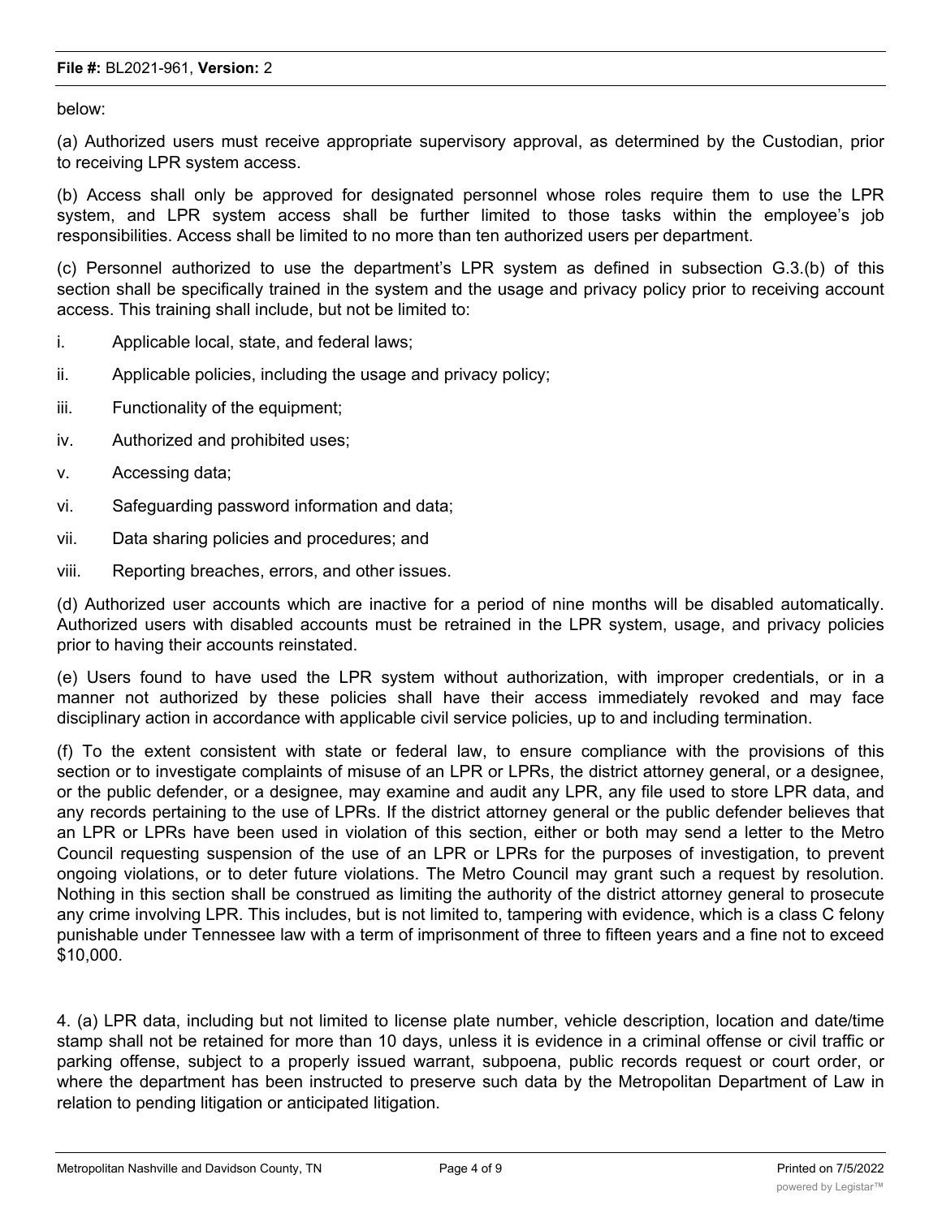below:

(a) Authorized users must receive appropriate supervisory approval, as determined by the Custodian, prior to receiving LPR system access.

(b) Access shall only be approved for designated personnel whose roles require them to use the LPR system, and LPR system access shall be further limited to those tasks within the employee's job responsibilities. Access shall be limited to no more than ten authorized users per department.

(c) Personnel authorized to use the department's LPR system as defined in subsection G.3.(b) of this section shall be specifically trained in the system and the usage and privacy policy prior to receiving account access. This training shall include, but not be limited to:

i. Applicable local, state, and federal laws;

ii. Applicable policies, including the usage and privacy policy;

iii. Functionality of the equipment;

iv. Authorized and prohibited uses;

v. Accessing data;

vi. Safeguarding password information and data;

vii. Data sharing policies and procedures; and

viii. Reporting breaches, errors, and other issues.

(d) Authorized user accounts which are inactive for a period of nine months will be disabled automatically. Authorized users with disabled accounts must be retrained in the LPR system, usage, and privacy policies prior to having their accounts reinstated.

(e) Users found to have used the LPR system without authorization, with improper credentials, or in a manner not authorized by these policies shall have their access immediately revoked and may face disciplinary action in accordance with applicable civil service policies, up to and including termination.

(f) To the extent consistent with state or federal law, to ensure compliance with the provisions of this section or to investigate complaints of misuse of an LPR or LPRs, the district attorney general, or a designee, or the public defender, or a designee, may examine and audit any LPR, any file used to store LPR data, and any records pertaining to the use of LPRs. If the district attorney general or the public defender believes that an LPR or LPRs have been used in violation of this section, either or both may send a letter to the Metro Council requesting suspension of the use of an LPR or LPRs for the purposes of investigation, to prevent ongoing violations, or to deter future violations. The Metro Council may grant such a request by resolution. Nothing in this section shall be construed as limiting the authority of the district attorney general to prosecute any crime involving LPR. This includes, but is not limited to, tampering with evidence, which is a class C felony punishable under Tennessee law with a term of imprisonment of three to fifteen years and a fine not to exceed $10,000.

4. (a) LPR data, including but not limited to license plate number, vehicle description, location and date/time stamp shall not be retained for more than 10 days, unless it is evidence in a criminal offense or civil traffic or parking offense, subject to a properly issued warrant, subpoena, public records request or court order, or where the department has been instructed to preserve such data by the Metropolitan Department of Law in relation to pending litigation or anticipated litigation.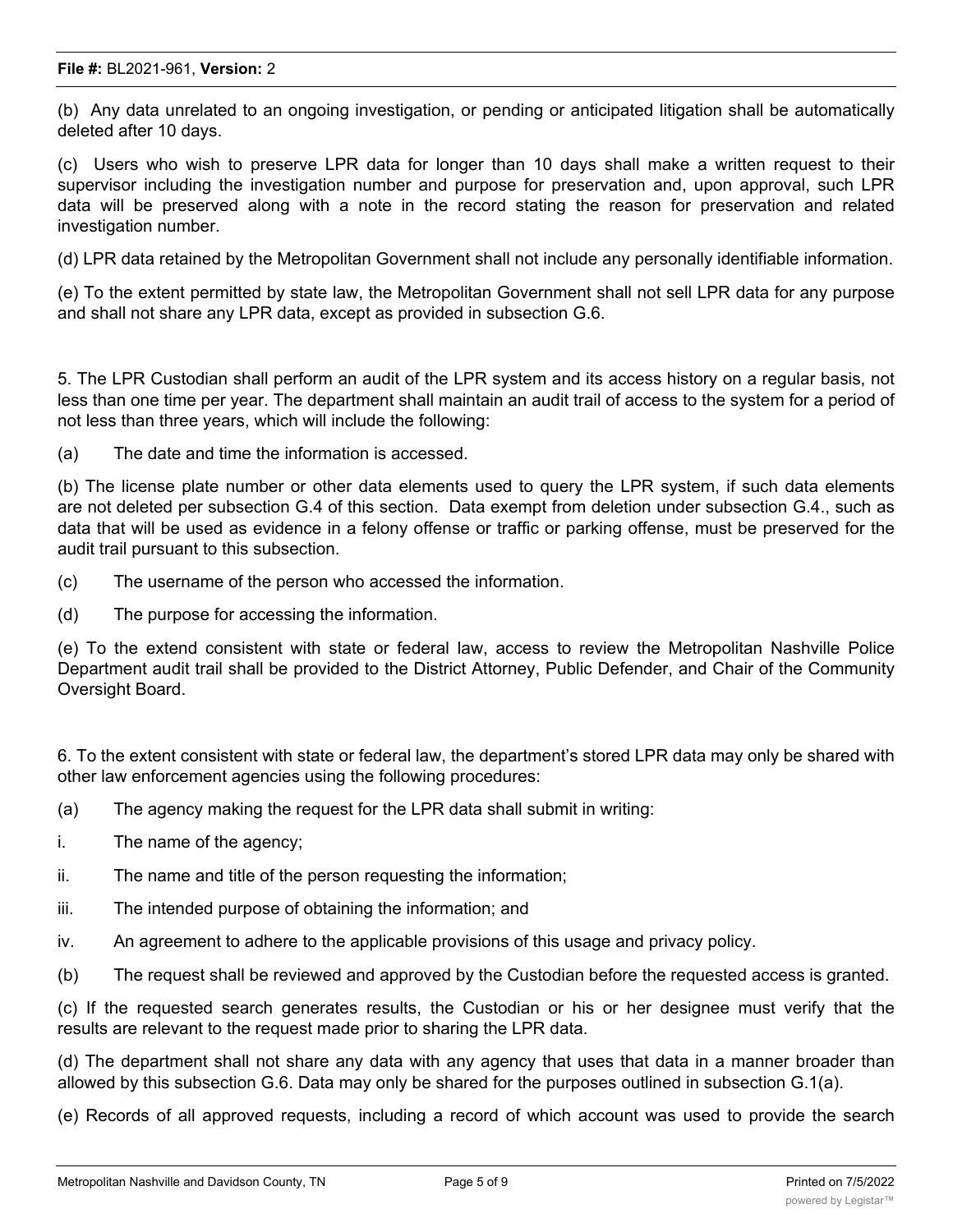(b) Any data unrelated to an ongoing investigation, or pending or anticipated litigation shall be automatically deleted after 10 days.

(c) Users who wish to preserve LPR data for longer than 10 days shall make a written request to their supervisor including the investigation number and purpose for preservation and, upon approval, such LPR data will be preserved along with a note in the record stating the reason for preservation and related investigation number.

(d) LPR data retained by the Metropolitan Government shall not include any personally identifiable information.

(e) To the extent permitted by state law, the Metropolitan Government shall not sell LPR data for any purpose and shall not share any LPR data, except as provided in subsection G.6.

5. The LPR Custodian shall perform an audit of the LPR system and its access history on a regular basis, not less than one time per year. The department shall maintain an audit trail of access to the system for a period of not less than three years, which will include the following:

(a) The date and time the information is accessed.

(b) The license plate number or other data elements used to query the LPR system, if such data elements are not deleted per subsection G.4 of this section. Data exempt from deletion under subsection G.4., such as data that will be used as evidence in a felony offense or traffic or parking offense, must be preserved for the audit trail pursuant to this subsection.

(c) The username of the person who accessed the information.

(d) The purpose for accessing the information.

(e) To the extend consistent with state or federal law, access to review the Metropolitan Nashville Police Department audit trail shall be provided to the District Attorney, Public Defender, and Chair of the Community Oversight Board.

6. To the extent consistent with state or federal law, the department's stored LPR data may only be shared with other law enforcement agencies using the following procedures:

(a) The agency making the request for the LPR data shall submit in writing:

i. The name of the agency;

ii. The name and title of the person requesting the information;

iii. The intended purpose of obtaining the information; and

iv. An agreement to adhere to the applicable provisions of this usage and privacy policy.

(b) The request shall be reviewed and approved by the Custodian before the requested access is granted.

(c) If the requested search generates results, the Custodian or his or her designee must verify that the results are relevant to the request made prior to sharing the LPR data.

(d) The department shall not share any data with any agency that uses that data in a manner broader than allowed by this subsection G.6. Data may only be shared for the purposes outlined in subsection G.1(a).

(e) Records of all approved requests, including a record of which account was used to provide the search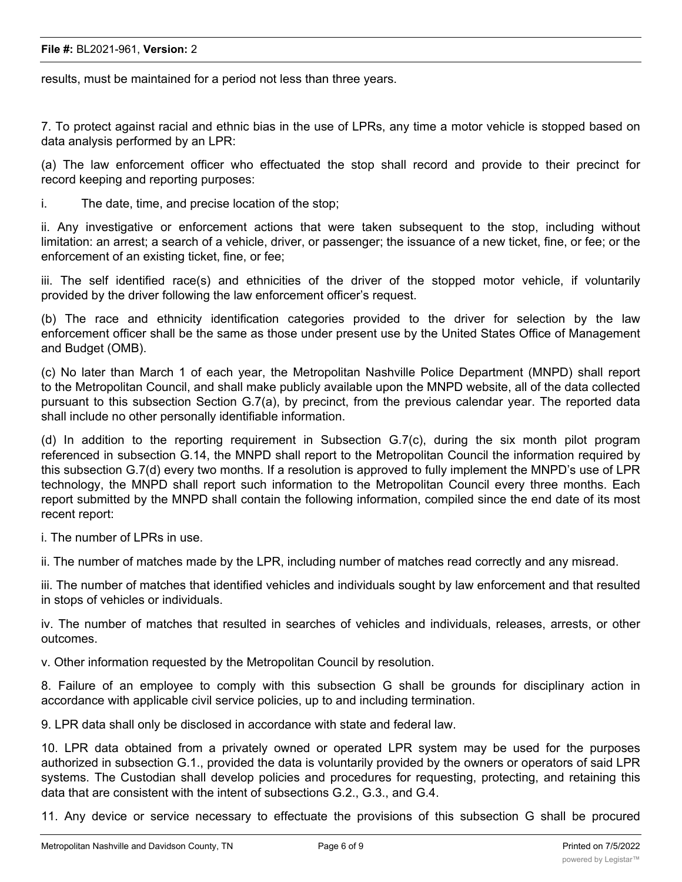results, must be maintained for a period not less than three years.

7. To protect against racial and ethnic bias in the use of LPRs, any time a motor vehicle is stopped based on data analysis performed by an LPR:

(a) The law enforcement officer who effectuated the stop shall record and provide to their precinct for record keeping and reporting purposes:

i. The date, time, and precise location of the stop;

ii. Any investigative or enforcement actions that were taken subsequent to the stop, including without limitation: an arrest; a search of a vehicle, driver, or passenger; the issuance of a new ticket, fine, or fee; or the enforcement of an existing ticket, fine, or fee;

iii. The self identified race(s) and ethnicities of the driver of the stopped motor vehicle, if voluntarily provided by the driver following the law enforcement officer's request.

(b) The race and ethnicity identification categories provided to the driver for selection by the law enforcement officer shall be the same as those under present use by the United States Office of Management and Budget (OMB).

(c) No later than March 1 of each year, the Metropolitan Nashville Police Department (MNPD) shall report to the Metropolitan Council, and shall make publicly available upon the MNPD website, all of the data collected pursuant to this subsection Section G.7(a), by precinct, from the previous calendar year. The reported data shall include no other personally identifiable information.

(d) In addition to the reporting requirement in Subsection G.7(c), during the six month pilot program referenced in subsection G.14, the MNPD shall report to the Metropolitan Council the information required by this subsection G.7(d) every two months. If a resolution is approved to fully implement the MNPD's use of LPR technology, the MNPD shall report such information to the Metropolitan Council every three months. Each report submitted by the MNPD shall contain the following information, compiled since the end date of its most recent report:

i. The number of LPRs in use.

ii. The number of matches made by the LPR, including number of matches read correctly and any misread.

iii. The number of matches that identified vehicles and individuals sought by law enforcement and that resulted in stops of vehicles or individuals.

iv. The number of matches that resulted in searches of vehicles and individuals, releases, arrests, or other outcomes.

v. Other information requested by the Metropolitan Council by resolution.

8. Failure of an employee to comply with this subsection G shall be grounds for disciplinary action in accordance with applicable civil service policies, up to and including termination.

9. LPR data shall only be disclosed in accordance with state and federal law.

10. LPR data obtained from a privately owned or operated LPR system may be used for the purposes authorized in subsection G.1., provided the data is voluntarily provided by the owners or operators of said LPR systems. The Custodian shall develop policies and procedures for requesting, protecting, and retaining this data that are consistent with the intent of subsections G.2., G.3., and G.4.

11. Any device or service necessary to effectuate the provisions of this subsection G shall be procured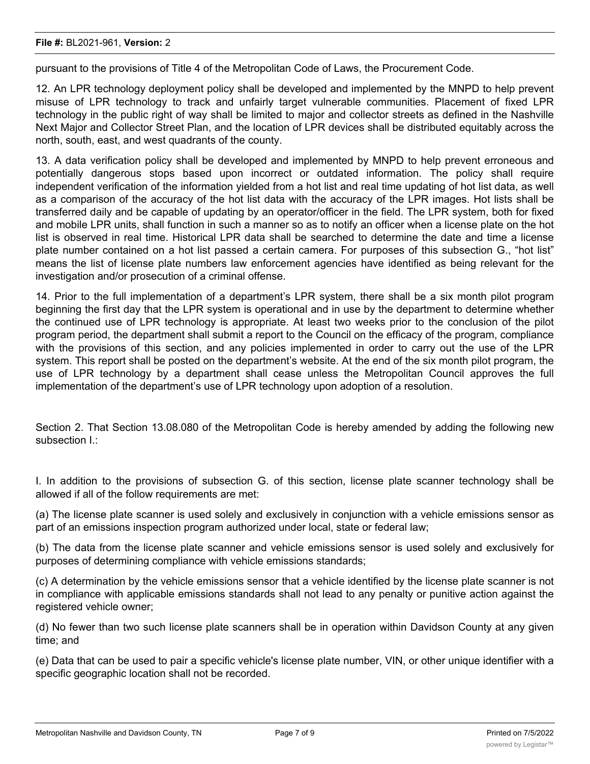pursuant to the provisions of Title 4 of the Metropolitan Code of Laws, the Procurement Code.

12. An LPR technology deployment policy shall be developed and implemented by the MNPD to help prevent misuse of LPR technology to track and unfairly target vulnerable communities. Placement of fixed LPR technology in the public right of way shall be limited to major and collector streets as defined in the Nashville Next Major and Collector Street Plan, and the location of LPR devices shall be distributed equitably across the north, south, east, and west quadrants of the county.

13. A data verification policy shall be developed and implemented by MNPD to help prevent erroneous and potentially dangerous stops based upon incorrect or outdated information. The policy shall require independent verification of the information yielded from a hot list and real time updating of hot list data, as well as a comparison of the accuracy of the hot list data with the accuracy of the LPR images. Hot lists shall be transferred daily and be capable of updating by an operator/officer in the field. The LPR system, both for fixed and mobile LPR units, shall function in such a manner so as to notify an officer when a license plate on the hot list is observed in real time. Historical LPR data shall be searched to determine the date and time a license plate number contained on a hot list passed a certain camera. For purposes of this subsection G., "hot list" means the list of license plate numbers law enforcement agencies have identified as being relevant for the investigation and/or prosecution of a criminal offense.

14. Prior to the full implementation of a department's LPR system, there shall be a six month pilot program beginning the first day that the LPR system is operational and in use by the department to determine whether the continued use of LPR technology is appropriate. At least two weeks prior to the conclusion of the pilot program period, the department shall submit a report to the Council on the efficacy of the program, compliance with the provisions of this section, and any policies implemented in order to carry out the use of the LPR system. This report shall be posted on the department's website. At the end of the six month pilot program, the use of LPR technology by a department shall cease unless the Metropolitan Council approves the full implementation of the department's use of LPR technology upon adoption of a resolution.

Section 2. That Section 13.08.080 of the Metropolitan Code is hereby amended by adding the following new subsection I.:

I. In addition to the provisions of subsection G. of this section, license plate scanner technology shall be allowed if all of the follow requirements are met:

(a) The license plate scanner is used solely and exclusively in conjunction with a vehicle emissions sensor as part of an emissions inspection program authorized under local, state or federal law;

(b) The data from the license plate scanner and vehicle emissions sensor is used solely and exclusively for purposes of determining compliance with vehicle emissions standards;

(c) A determination by the vehicle emissions sensor that a vehicle identified by the license plate scanner is not in compliance with applicable emissions standards shall not lead to any penalty or punitive action against the registered vehicle owner;

(d) No fewer than two such license plate scanners shall be in operation within Davidson County at any given time; and

(e) Data that can be used to pair a specific vehicle's license plate number, VIN, or other unique identifier with a specific geographic location shall not be recorded.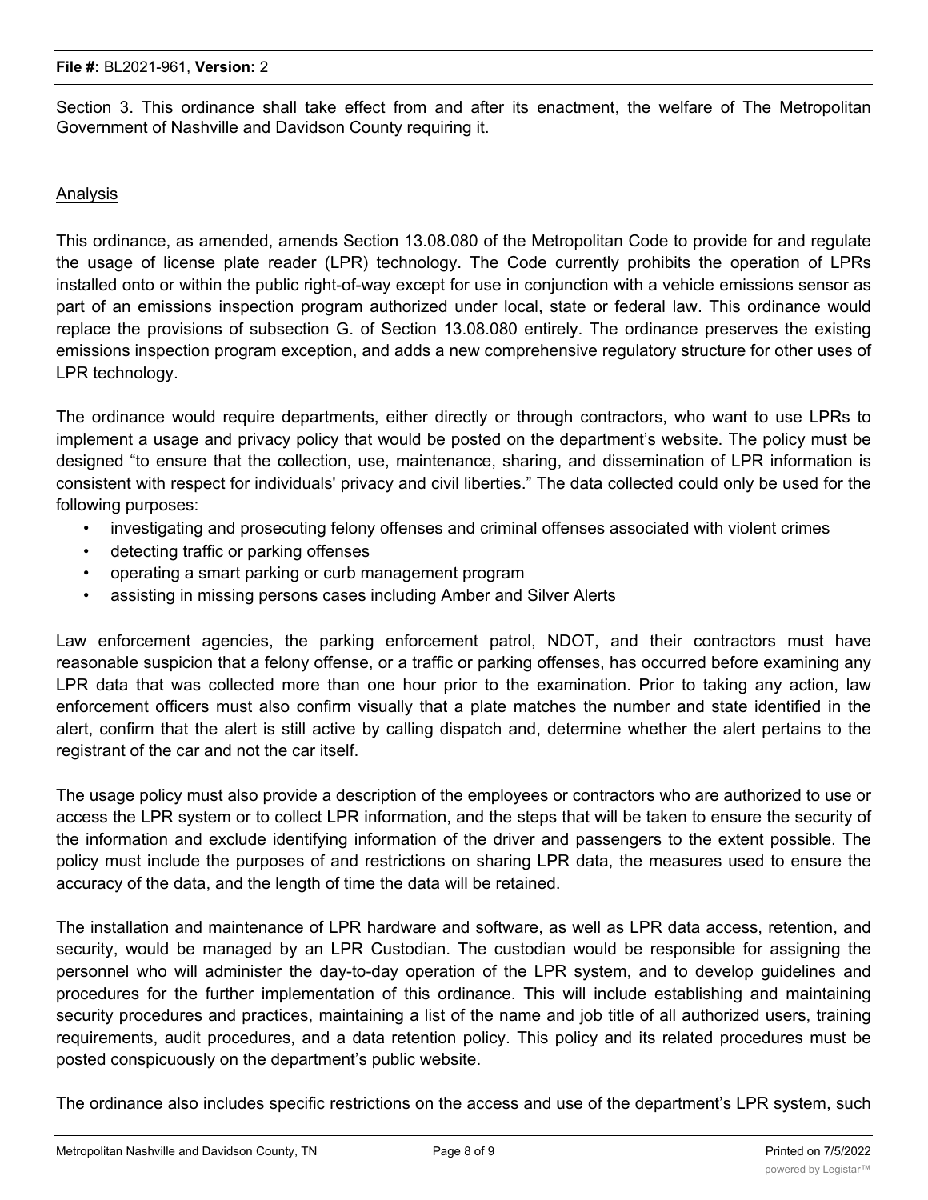Section 3. This ordinance shall take effect from and after its enactment, the welfare of The Metropolitan Government of Nashville and Davidson County requiring it.

<u>Analysis</u>

This ordinance, as amended, amends Section 13.08.080 of the Metropolitan Code to provide for and regulate the usage of license plate reader (LPR) technology. The Code currently prohibits the operation of LPRs installed onto or within the public right-of-way except for use in conjunction with a vehicle emissions sensor as part of an emissions inspection program authorized under local, state or federal law. This ordinance would replace the provisions of subsection G. of Section 13.08.080 entirely. The ordinance preserves the existing emissions inspection program exception, and adds a new comprehensive regulatory structure for other uses of LPR technology.

The ordinance would require departments, either directly or through contractors, who want to use LPRs to implement a usage and privacy policy that would be posted on the department's website. The policy must be designed "to ensure that the collection, use, maintenance, sharing, and dissemination of LPR information is consistent with respect for individuals' privacy and civil liberties." The data collected could only be used for the following purposes:

- investigating and prosecuting felony offenses and criminal offenses associated with violent crimes
- detecting traffic or parking offenses
- operating a smart parking or curb management program
- assisting in missing persons cases including Amber and Silver Alerts

Law enforcement agencies, the parking enforcement patrol, NDOT, and their contractors must have reasonable suspicion that a felony offense, or a traffic or parking offenses, has occurred before examining any LPR data that was collected more than one hour prior to the examination. Prior to taking any action, law enforcement officers must also confirm visually that a plate matches the number and state identified in the alert, confirm that the alert is still active by calling dispatch and, determine whether the alert pertains to the registrant of the car and not the car itself.

The usage policy must also provide a description of the employees or contractors who are authorized to use or access the LPR system or to collect LPR information, and the steps that will be taken to ensure the security of the information and exclude identifying information of the driver and passengers to the extent possible. The policy must include the purposes of and restrictions on sharing LPR data, the measures used to ensure the accuracy of the data, and the length of time the data will be retained.

The installation and maintenance of LPR hardware and software, as well as LPR data access, retention, and security, would be managed by an LPR Custodian. The custodian would be responsible for assigning the personnel who will administer the day-to-day operation of the LPR system, and to develop guidelines and procedures for the further implementation of this ordinance. This will include establishing and maintaining security procedures and practices, maintaining a list of the name and job title of all authorized users, training requirements, audit procedures, and a data retention policy. This policy and its related procedures must be posted conspicuously on the department's public website.

The ordinance also includes specific restrictions on the access and use of the department's LPR system, such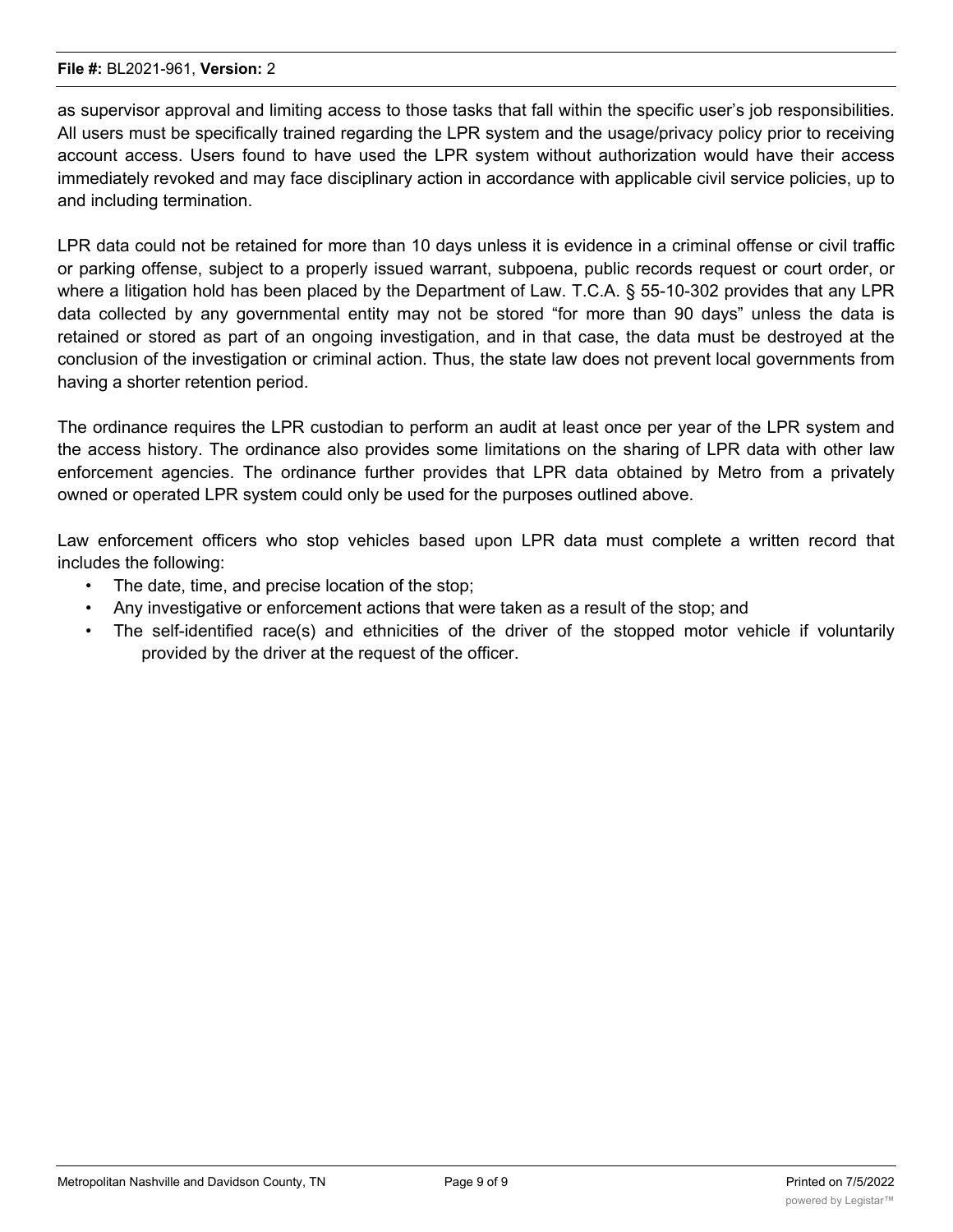as supervisor approval and limiting access to those tasks that fall within the specific user's job responsibilities. All users must be specifically trained regarding the LPR system and the usage/privacy policy prior to receiving account access. Users found to have used the LPR system without authorization would have their access immediately revoked and may face disciplinary action in accordance with applicable civil service policies, up to and including termination.

LPR data could not be retained for more than 10 days unless it is evidence in a criminal offense or civil traffic or parking offense, subject to a properly issued warrant, subpoena, public records request or court order, or where a litigation hold has been placed by the Department of Law. T.C.A. § 55-10-302 provides that any LPR data collected by any governmental entity may not be stored "for more than 90 days" unless the data is retained or stored as part of an ongoing investigation, and in that case, the data must be destroyed at the conclusion of the investigation or criminal action. Thus, the state law does not prevent local governments from having a shorter retention period.

The ordinance requires the LPR custodian to perform an audit at least once per year of the LPR system and the access history. The ordinance also provides some limitations on the sharing of LPR data with other law enforcement agencies. The ordinance further provides that LPR data obtained by Metro from a privately owned or operated LPR system could only be used for the purposes outlined above.

Law enforcement officers who stop vehicles based upon LPR data must complete a written record that includes the following:

- The date, time, and precise location of the stop;
- Any investigative or enforcement actions that were taken as a result of the stop; and
- The self-identified race(s) and ethnicities of the driver of the stopped motor vehicle if voluntarily provided by the driver at the request of the officer.